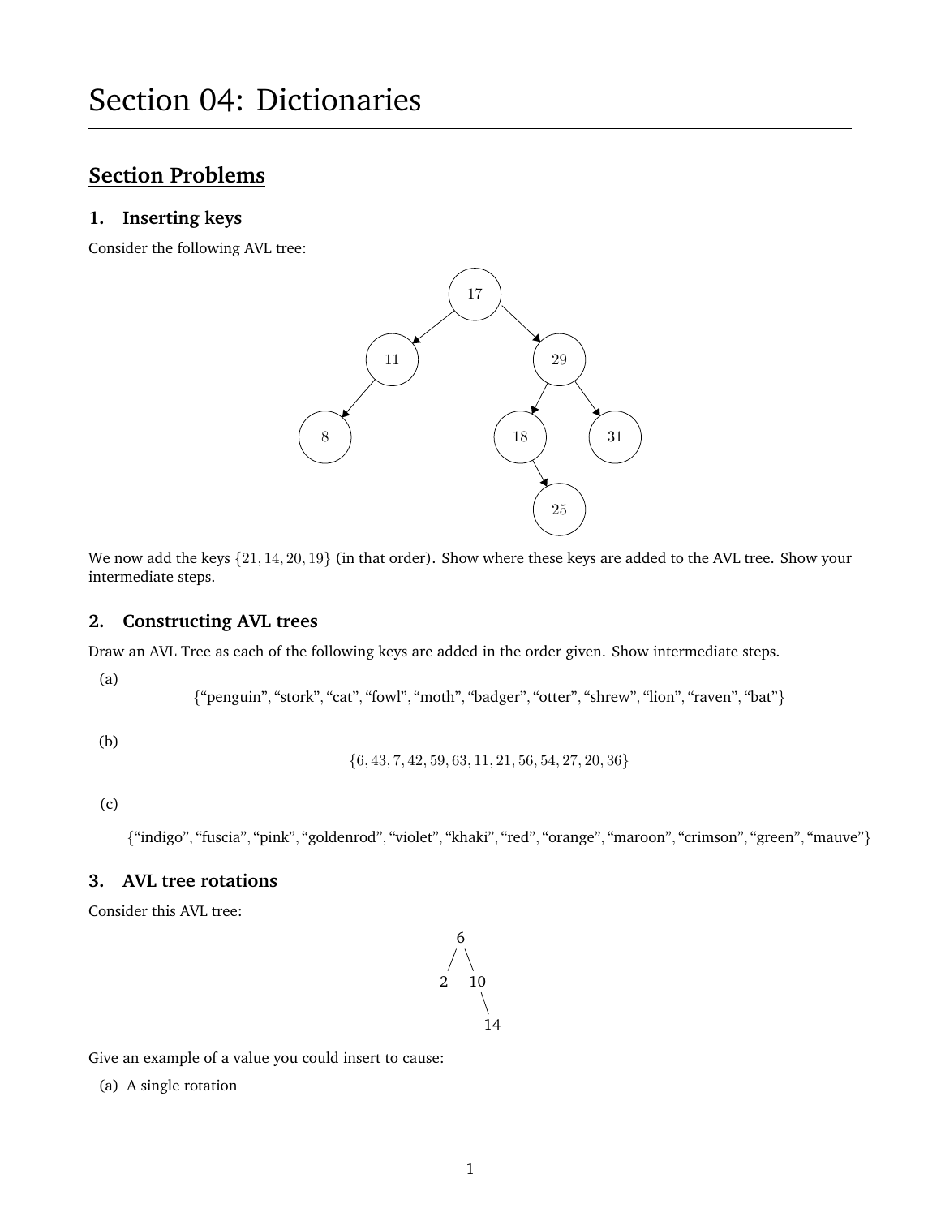# Section 04: Dictionaries

## Section Problems

### 1. Inserting keys

Consider the following AVL tree:

```
            17
          /    \
        11      29
       /       /  \
      8      18    31
               \
                25
```

We now add the keys $\{21, 14, 20, 19\}$ (in that order). Show where these keys are added to the AVL tree. Show your intermediate steps.

### 2. Constructing AVL trees

Draw an AVL Tree as each of the following keys are added in the order given. Show intermediate steps.

(a)

{"penguin", "stork", "cat", "fowl", "moth", "badger", "otter", "shrew", "lion", "raven", "bat"}

(b)

$$\{6, 43, 7, 42, 59, 63, 11, 21, 56, 54, 27, 20, 36\}$$

(c)

{"indigo", "fuscia", "pink", "goldenrod", "violet", "khaki", "red", "orange", "maroon", "crimson", "green", "mauve"}

### 3. AVL tree rotations

Consider this AVL tree:

```
   6
  / \
 2   10
       \
        14
```

Give an example of a value you could insert to cause:

(a) A single rotation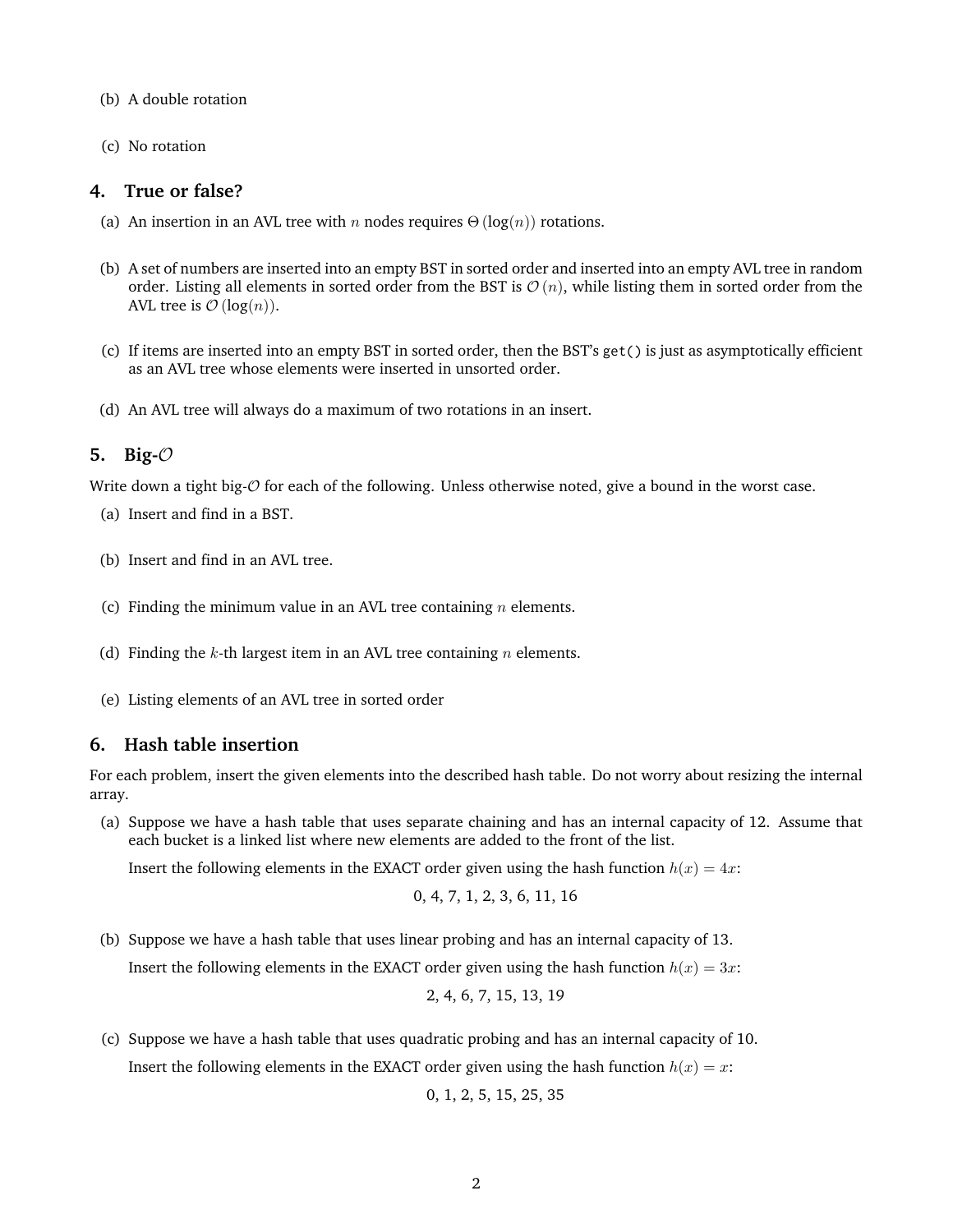(b) A double rotation

(c) No rotation

## 4. True or false?

(a) An insertion in an AVL tree with $n$ nodes requires $\Theta(\log(n))$ rotations.

(b) A set of numbers are inserted into an empty BST in sorted order and inserted into an empty AVL tree in random order. Listing all elements in sorted order from the BST is $\mathcal{O}(n)$, while listing them in sorted order from the AVL tree is $\mathcal{O}(\log(n))$.

(c) If items are inserted into an empty BST in sorted order, then the BST's `get()` is just as asymptotically efficient as an AVL tree whose elements were inserted in unsorted order.

(d) An AVL tree will always do a maximum of two rotations in an insert.

## 5. Big-$\mathcal{O}$

Write down a tight big-$\mathcal{O}$ for each of the following. Unless otherwise noted, give a bound in the worst case.

(a) Insert and find in a BST.

(b) Insert and find in an AVL tree.

(c) Finding the minimum value in an AVL tree containing $n$ elements.

(d) Finding the $k$-th largest item in an AVL tree containing $n$ elements.

(e) Listing elements of an AVL tree in sorted order

## 6. Hash table insertion

For each problem, insert the given elements into the described hash table. Do not worry about resizing the internal array.

(a) Suppose we have a hash table that uses separate chaining and has an internal capacity of 12. Assume that each bucket is a linked list where new elements are added to the front of the list.

Insert the following elements in the EXACT order given using the hash function $h(x) = 4x$:

0, 4, 7, 1, 2, 3, 6, 11, 16

(b) Suppose we have a hash table that uses linear probing and has an internal capacity of 13.

Insert the following elements in the EXACT order given using the hash function $h(x) = 3x$:

2, 4, 6, 7, 15, 13, 19

(c) Suppose we have a hash table that uses quadratic probing and has an internal capacity of 10.

Insert the following elements in the EXACT order given using the hash function $h(x) = x$:

0, 1, 2, 5, 15, 25, 35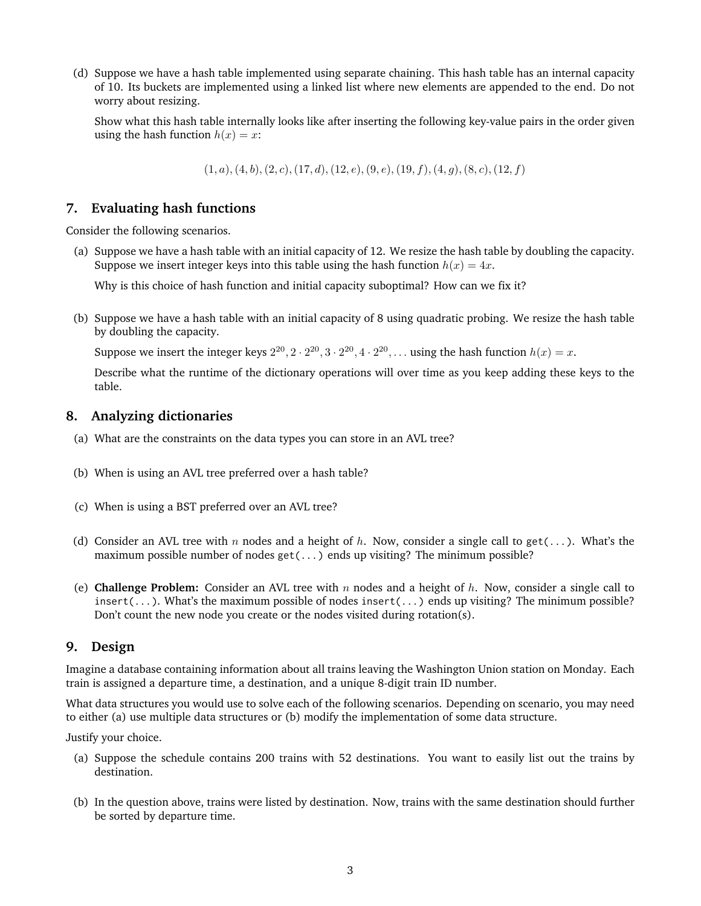(d) Suppose we have a hash table implemented using separate chaining. This hash table has an internal capacity of 10. Its buckets are implemented using a linked list where new elements are appended to the end. Do not worry about resizing.

Show what this hash table internally looks like after inserting the following key-value pairs in the order given using the hash function $h(x) = x$:

$$(1, a), (4, b), (2, c), (17, d), (12, e), (9, e), (19, f), (4, g), (8, c), (12, f)$$

## 7. Evaluating hash functions

Consider the following scenarios.

(a) Suppose we have a hash table with an initial capacity of 12. We resize the hash table by doubling the capacity. Suppose we insert integer keys into this table using the hash function $h(x) = 4x$.

Why is this choice of hash function and initial capacity suboptimal? How can we fix it?

(b) Suppose we have a hash table with an initial capacity of 8 using quadratic probing. We resize the hash table by doubling the capacity.

Suppose we insert the integer keys $2^{20}, 2 \cdot 2^{20}, 3 \cdot 2^{20}, 4 \cdot 2^{20}, \ldots$ using the hash function $h(x) = x$.

Describe what the runtime of the dictionary operations will over time as you keep adding these keys to the table.

## 8. Analyzing dictionaries

(a) What are the constraints on the data types you can store in an AVL tree?

(b) When is using an AVL tree preferred over a hash table?

(c) When is using a BST preferred over an AVL tree?

(d) Consider an AVL tree with $n$ nodes and a height of $h$. Now, consider a single call to `get(...)`. What's the maximum possible number of nodes `get(...)` ends up visiting? The minimum possible?

(e) **Challenge Problem:** Consider an AVL tree with $n$ nodes and a height of $h$. Now, consider a single call to `insert(...)`. What's the maximum possible of nodes `insert(...)` ends up visiting? The minimum possible? Don't count the new node you create or the nodes visited during rotation(s).

## 9. Design

Imagine a database containing information about all trains leaving the Washington Union station on Monday. Each train is assigned a departure time, a destination, and a unique 8-digit train ID number.

What data structures you would use to solve each of the following scenarios. Depending on scenario, you may need to either (a) use multiple data structures or (b) modify the implementation of some data structure.

Justify your choice.

(a) Suppose the schedule contains 200 trains with 52 destinations. You want to easily list out the trains by destination.

(b) In the question above, trains were listed by destination. Now, trains with the same destination should further be sorted by departure time.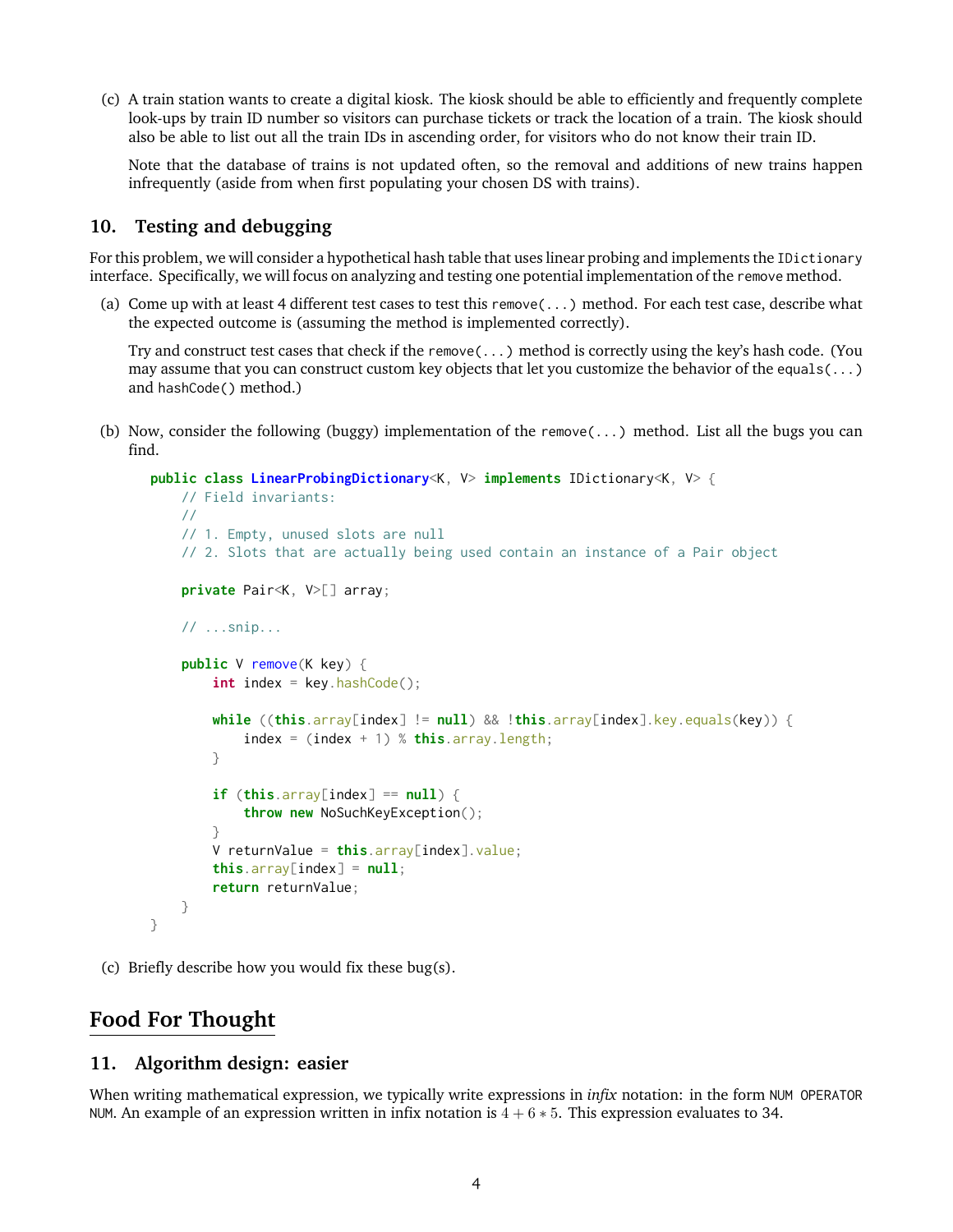(c) A train station wants to create a digital kiosk. The kiosk should be able to efficiently and frequently complete look-ups by train ID number so visitors can purchase tickets or track the location of a train. The kiosk should also be able to list out all the train IDs in ascending order, for visitors who do not know their train ID.

Note that the database of trains is not updated often, so the removal and additions of new trains happen infrequently (aside from when first populating your chosen DS with trains).

## 10. Testing and debugging

For this problem, we will consider a hypothetical hash table that uses linear probing and implements the `IDictionary` interface. Specifically, we will focus on analyzing and testing one potential implementation of the `remove` method.

(a) Come up with at least 4 different test cases to test this `remove(...)` method. For each test case, describe what the expected outcome is (assuming the method is implemented correctly).

Try and construct test cases that check if the `remove(...)` method is correctly using the key's hash code. (You may assume that you can construct custom key objects that let you customize the behavior of the `equals(...)` and `hashCode()` method.)

(b) Now, consider the following (buggy) implementation of the `remove(...)` method. List all the bugs you can find.

```java
public class LinearProbingDictionary<K, V> implements IDictionary<K, V> {
    // Field invariants:
    //
    // 1. Empty, unused slots are null
    // 2. Slots that are actually being used contain an instance of a Pair object

    private Pair<K, V>[] array;

    // ...snip...

    public V remove(K key) {
        int index = key.hashCode();

        while ((this.array[index] != null) && !this.array[index].key.equals(key)) {
            index = (index + 1) % this.array.length;
        }

        if (this.array[index] == null) {
            throw new NoSuchKeyException();
        }
        V returnValue = this.array[index].value;
        this.array[index] = null;
        return returnValue;
    }
}
```

(c) Briefly describe how you would fix these bug(s).

# Food For Thought

## 11. Algorithm design: easier

When writing mathematical expression, we typically write expressions in *infix* notation: in the form `NUM OPERATOR NUM`. An example of an expression written in infix notation is $4 + 6 * 5$. This expression evaluates to 34.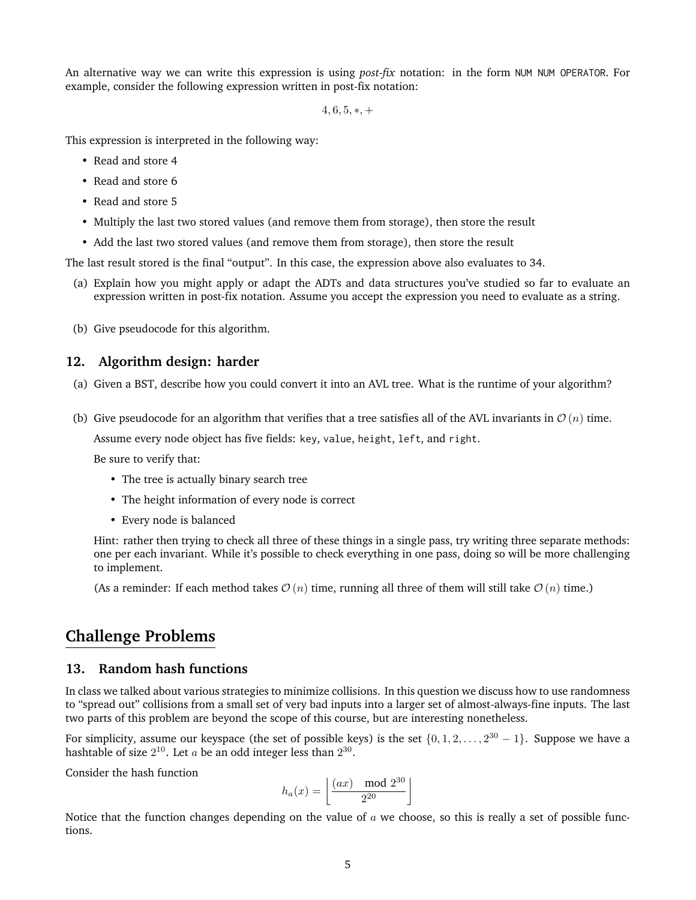An alternative way we can write this expression is using *post-fix* notation: in the form `NUM NUM OPERATOR`. For example, consider the following expression written in post-fix notation:

$$4, 6, 5, *, +$$

This expression is interpreted in the following way:

- Read and store 4
- Read and store 6
- Read and store 5
- Multiply the last two stored values (and remove them from storage), then store the result
- Add the last two stored values (and remove them from storage), then store the result

The last result stored is the final "output". In this case, the expression above also evaluates to 34.

(a) Explain how you might apply or adapt the ADTs and data structures you've studied so far to evaluate an expression written in post-fix notation. Assume you accept the expression you need to evaluate as a string.

(b) Give pseudocode for this algorithm.

### 12. Algorithm design: harder

(a) Given a BST, describe how you could convert it into an AVL tree. What is the runtime of your algorithm?

(b) Give pseudocode for an algorithm that verifies that a tree satisfies all of the AVL invariants in $\mathcal{O}(n)$ time.

Assume every node object has five fields: `key`, `value`, `height`, `left`, and `right`.

Be sure to verify that:

- The tree is actually binary search tree
- The height information of every node is correct
- Every node is balanced

Hint: rather then trying to check all three of these things in a single pass, try writing three separate methods: one per each invariant. While it's possible to check everything in one pass, doing so will be more challenging to implement.

(As a reminder: If each method takes $\mathcal{O}(n)$ time, running all three of them will still take $\mathcal{O}(n)$ time.)

## Challenge Problems

### 13. Random hash functions

In class we talked about various strategies to minimize collisions. In this question we discuss how to use randomness to "spread out" collisions from a small set of very bad inputs into a larger set of almost-always-fine inputs. The last two parts of this problem are beyond the scope of this course, but are interesting nonetheless.

For simplicity, assume our keyspace (the set of possible keys) is the set $\{0, 1, 2, \ldots, 2^{30} - 1\}$. Suppose we have a hashtable of size $2^{10}$. Let $a$ be an odd integer less than $2^{30}$.

Consider the hash function

$$h_a(x) = \left\lfloor \frac{(ax) \mod 2^{30}}{2^{20}} \right\rfloor$$

Notice that the function changes depending on the value of $a$ we choose, so this is really a set of possible functions.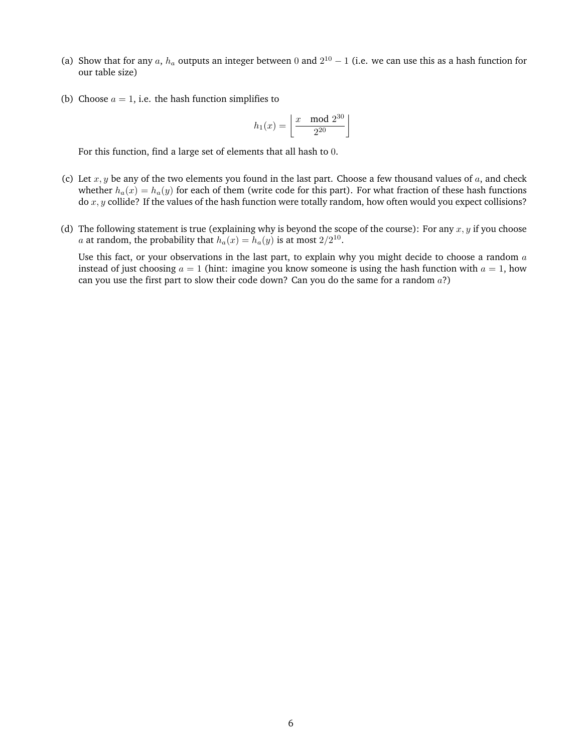(a) Show that for any $a$, $h_a$ outputs an integer between 0 and $2^{10} - 1$ (i.e. we can use this as a hash function for our table size)

(b) Choose $a = 1$, i.e. the hash function simplifies to

$$h_1(x) = \left\lfloor \frac{x \mod 2^{30}}{2^{20}} \right\rfloor$$

For this function, find a large set of elements that all hash to 0.

(c) Let $x, y$ be any of the two elements you found in the last part. Choose a few thousand values of $a$, and check whether $h_a(x) = h_a(y)$ for each of them (write code for this part). For what fraction of these hash functions do $x, y$ collide? If the values of the hash function were totally random, how often would you expect collisions?

(d) The following statement is true (explaining why is beyond the scope of the course): For any $x, y$ if you choose $a$ at random, the probability that $h_a(x) = h_a(y)$ is at most $2/2^{10}$.

Use this fact, or your observations in the last part, to explain why you might decide to choose a random $a$ instead of just choosing $a = 1$ (hint: imagine you know someone is using the hash function with $a = 1$, how can you use the first part to slow their code down? Can you do the same for a random $a$?)